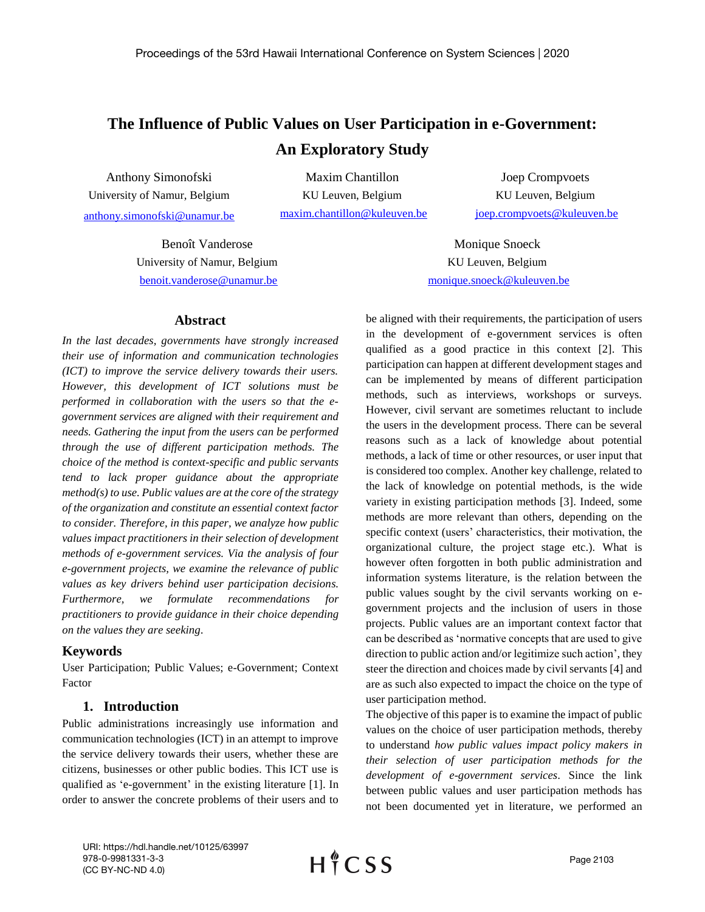# The Influence of Public Values on User Participation in e-Government: An Exploratory Study

Anthony Simonofski
University of Namur, Belgium
anthony.simonofski@unamur.be

Maxim Chantillon
KU Leuven, Belgium
maxim.chantillon@kuleuven.be

Joep Crompvoets
KU Leuven, Belgium
joep.crompvoets@kuleuven.be

Benoît Vanderose
University of Namur, Belgium
benoit.vanderose@unamur.be

Monique Snoeck
KU Leuven, Belgium
monique.snoeck@kuleuven.be

## Abstract

*In the last decades, governments have strongly increased their use of information and communication technologies (ICT) to improve the service delivery towards their users. However, this development of ICT solutions must be performed in collaboration with the users so that the e-government services are aligned with their requirement and needs. Gathering the input from the users can be performed through the use of different participation methods. The choice of the method is context-specific and public servants tend to lack proper guidance about the appropriate method(s) to use. Public values are at the core of the strategy of the organization and constitute an essential context factor to consider. Therefore, in this paper, we analyze how public values impact practitioners in their selection of development methods of e-government services. Via the analysis of four e-government projects, we examine the relevance of public values as key drivers behind user participation decisions. Furthermore, we formulate recommendations for practitioners to provide guidance in their choice depending on the values they are seeking.*

## Keywords

User Participation; Public Values; e-Government; Context Factor

## 1. Introduction

Public administrations increasingly use information and communication technologies (ICT) in an attempt to improve the service delivery towards their users, whether these are citizens, businesses or other public bodies. This ICT use is qualified as 'e-government' in the existing literature [1]. In order to answer the concrete problems of their users and to be aligned with their requirements, the participation of users in the development of e-government services is often qualified as a good practice in this context [2]. This participation can happen at different development stages and can be implemented by means of different participation methods, such as interviews, workshops or surveys. However, civil servant are sometimes reluctant to include the users in the development process. There can be several reasons such as a lack of knowledge about potential methods, a lack of time or other resources, or user input that is considered too complex. Another key challenge, related to the lack of knowledge on potential methods, is the wide variety in existing participation methods [3]. Indeed, some methods are more relevant than others, depending on the specific context (users' characteristics, their motivation, the organizational culture, the project stage etc.). What is however often forgotten in both public administration and information systems literature, is the relation between the public values sought by the civil servants working on e-government projects and the inclusion of users in those projects. Public values are an important context factor that can be described as 'normative concepts that are used to give direction to public action and/or legitimize such action', they steer the direction and choices made by civil servants [4] and are as such also expected to impact the choice on the type of user participation method.

The objective of this paper is to examine the impact of public values on the choice of user participation methods, thereby to understand *how public values impact policy makers in their selection of user participation methods for the development of e-government services*. Since the link between public values and user participation methods has not been documented yet in literature, we performed an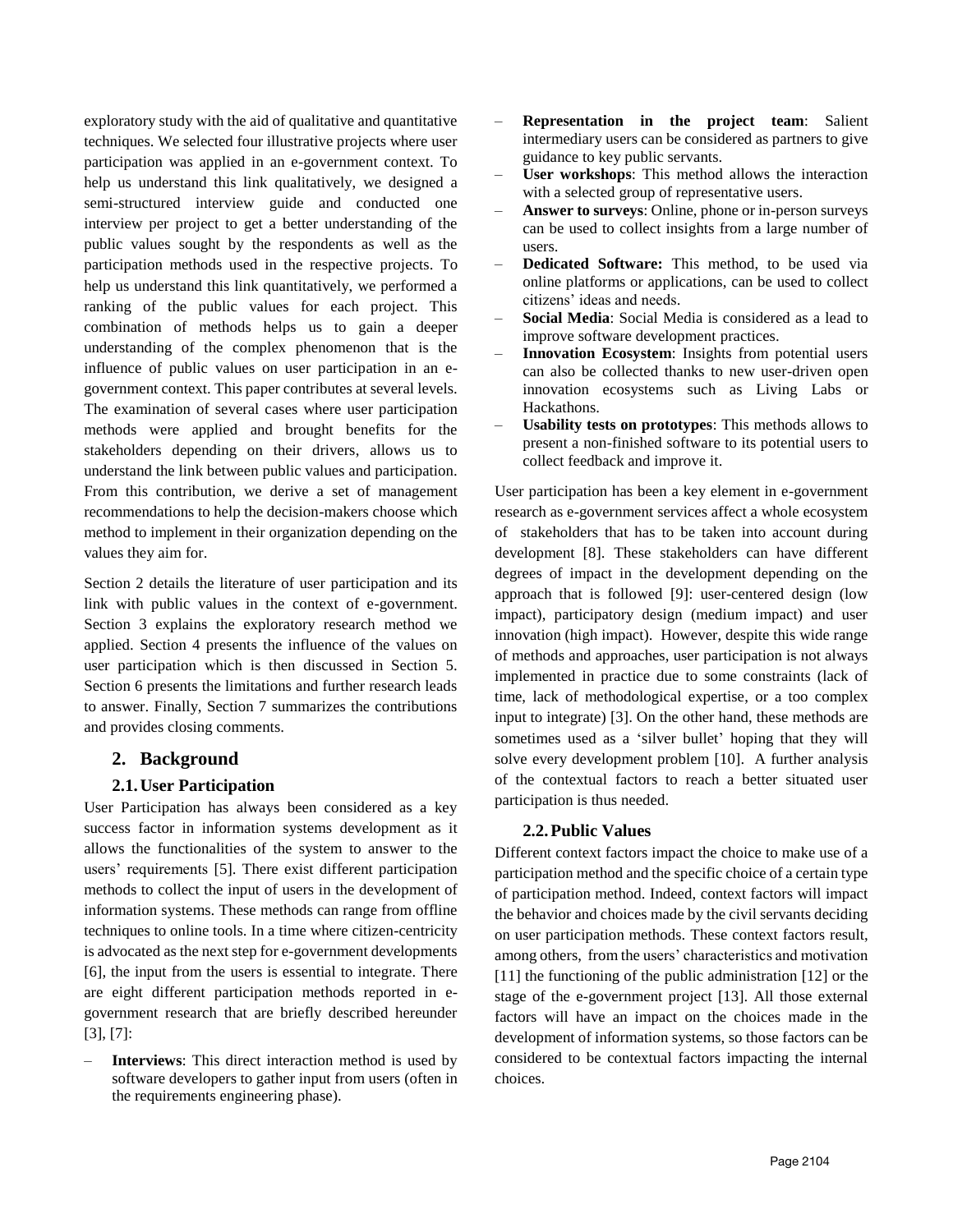exploratory study with the aid of qualitative and quantitative techniques. We selected four illustrative projects where user participation was applied in an e-government context. To help us understand this link qualitatively, we designed a semi-structured interview guide and conducted one interview per project to get a better understanding of the public values sought by the respondents as well as the participation methods used in the respective projects. To help us understand this link quantitatively, we performed a ranking of the public values for each project. This combination of methods helps us to gain a deeper understanding of the complex phenomenon that is the influence of public values on user participation in an e-government context. This paper contributes at several levels. The examination of several cases where user participation methods were applied and brought benefits for the stakeholders depending on their drivers, allows us to understand the link between public values and participation. From this contribution, we derive a set of management recommendations to help the decision-makers choose which method to implement in their organization depending on the values they aim for.

Section 2 details the literature of user participation and its link with public values in the context of e-government. Section 3 explains the exploratory research method we applied. Section 4 presents the influence of the values on user participation which is then discussed in Section 5. Section 6 presents the limitations and further research leads to answer. Finally, Section 7 summarizes the contributions and provides closing comments.

## 2. Background

### 2.1. User Participation

User Participation has always been considered as a key success factor in information systems development as it allows the functionalities of the system to answer to the users' requirements [5]. There exist different participation methods to collect the input of users in the development of information systems. These methods can range from offline techniques to online tools. In a time where citizen-centricity is advocated as the next step for e-government developments [6], the input from the users is essential to integrate. There are eight different participation methods reported in e-government research that are briefly described hereunder [3], [7]:

- **Interviews**: This direct interaction method is used by software developers to gather input from users (often in the requirements engineering phase).
- **Representation in the project team**: Salient intermediary users can be considered as partners to give guidance to key public servants.
- **User workshops**: This method allows the interaction with a selected group of representative users.
- **Answer to surveys**: Online, phone or in-person surveys can be used to collect insights from a large number of users.
- **Dedicated Software:** This method, to be used via online platforms or applications, can be used to collect citizens' ideas and needs.
- **Social Media**: Social Media is considered as a lead to improve software development practices.
- **Innovation Ecosystem**: Insights from potential users can also be collected thanks to new user-driven open innovation ecosystems such as Living Labs or Hackathons.
- **Usability tests on prototypes**: This methods allows to present a non-finished software to its potential users to collect feedback and improve it.

User participation has been a key element in e-government research as e-government services affect a whole ecosystem of stakeholders that has to be taken into account during development [8]. These stakeholders can have different degrees of impact in the development depending on the approach that is followed [9]: user-centered design (low impact), participatory design (medium impact) and user innovation (high impact). However, despite this wide range of methods and approaches, user participation is not always implemented in practice due to some constraints (lack of time, lack of methodological expertise, or a too complex input to integrate) [3]. On the other hand, these methods are sometimes used as a 'silver bullet' hoping that they will solve every development problem [10]. A further analysis of the contextual factors to reach a better situated user participation is thus needed.

### 2.2. Public Values

Different context factors impact the choice to make use of a participation method and the specific choice of a certain type of participation method. Indeed, context factors will impact the behavior and choices made by the civil servants deciding on user participation methods. These context factors result, among others, from the users' characteristics and motivation [11] the functioning of the public administration [12] or the stage of the e-government project [13]. All those external factors will have an impact on the choices made in the development of information systems, so those factors can be considered to be contextual factors impacting the internal choices.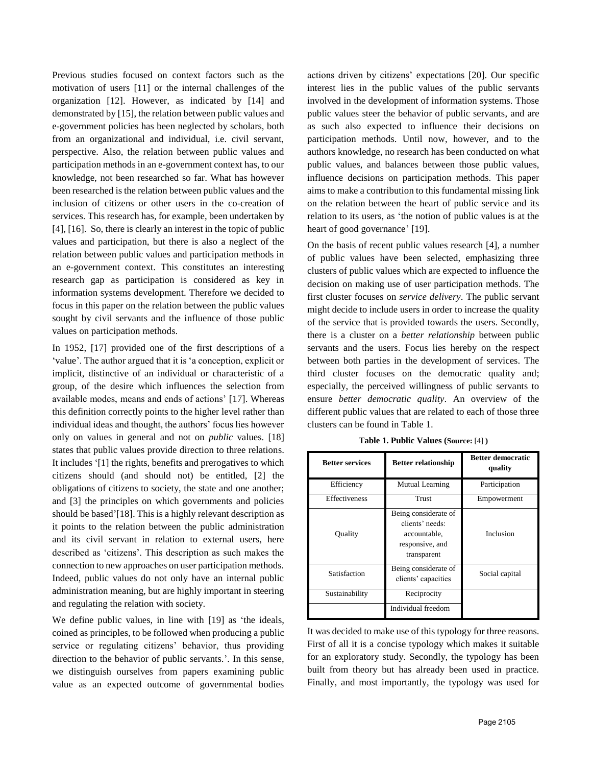Previous studies focused on context factors such as the motivation of users [11] or the internal challenges of the organization [12]. However, as indicated by [14] and demonstrated by [15], the relation between public values and e-government policies has been neglected by scholars, both from an organizational and individual, i.e. civil servant, perspective. Also, the relation between public values and participation methods in an e-government context has, to our knowledge, not been researched so far. What has however been researched is the relation between public values and the inclusion of citizens or other users in the co-creation of services. This research has, for example, been undertaken by [4], [16]. So, there is clearly an interest in the topic of public values and participation, but there is also a neglect of the relation between public values and participation methods in an e-government context. This constitutes an interesting research gap as participation is considered as key in information systems development. Therefore we decided to focus in this paper on the relation between the public values sought by civil servants and the influence of those public values on participation methods.

In 1952, [17] provided one of the first descriptions of a 'value'. The author argued that it is 'a conception, explicit or implicit, distinctive of an individual or characteristic of a group, of the desire which influences the selection from available modes, means and ends of actions' [17]. Whereas this definition correctly points to the higher level rather than individual ideas and thought, the authors' focus lies however only on values in general and not on *public* values. [18] states that public values provide direction to three relations. It includes '[1] the rights, benefits and prerogatives to which citizens should (and should not) be entitled, [2] the obligations of citizens to society, the state and one another; and [3] the principles on which governments and policies should be based'[18]. This is a highly relevant description as it points to the relation between the public administration and its civil servant in relation to external users, here described as 'citizens'. This description as such makes the connection to new approaches on user participation methods. Indeed, public values do not only have an internal public administration meaning, but are highly important in steering and regulating the relation with society.

We define public values, in line with [19] as 'the ideals, coined as principles, to be followed when producing a public service or regulating citizens' behavior, thus providing direction to the behavior of public servants.'. In this sense, we distinguish ourselves from papers examining public value as an expected outcome of governmental bodies actions driven by citizens' expectations [20]. Our specific interest lies in the public values of the public servants involved in the development of information systems. Those public values steer the behavior of public servants, and are as such also expected to influence their decisions on participation methods. Until now, however, and to the authors knowledge, no research has been conducted on what public values, and balances between those public values, influence decisions on participation methods. This paper aims to make a contribution to this fundamental missing link on the relation between the heart of public service and its relation to its users, as 'the notion of public values is at the heart of good governance' [19].

On the basis of recent public values research [4], a number of public values have been selected, emphasizing three clusters of public values which are expected to influence the decision on making use of user participation methods. The first cluster focuses on *service delivery*. The public servant might decide to include users in order to increase the quality of the service that is provided towards the users. Secondly, there is a cluster on a *better relationship* between public servants and the users. Focus lies hereby on the respect between both parties in the development of services. The third cluster focuses on the democratic quality and; especially, the perceived willingness of public servants to ensure *better democratic quality*. An overview of the different public values that are related to each of those three clusters can be found in Table 1.

**Table 1. Public Values (Source: [4] )**

| Better services | Better relationship | Better democratic quality |
|---|---|---|
| Efficiency | Mutual Learning | Participation |
| Effectiveness | Trust | Empowerment |
| Quality | Being considerate of clients' needs: accountable, responsive, and transparent | Inclusion |
| Satisfaction | Being considerate of clients' capacities | Social capital |
| Sustainability | Reciprocity | |
| | Individual freedom | |

It was decided to make use of this typology for three reasons. First of all it is a concise typology which makes it suitable for an exploratory study. Secondly, the typology has been built from theory but has already been used in practice. Finally, and most importantly, the typology was used for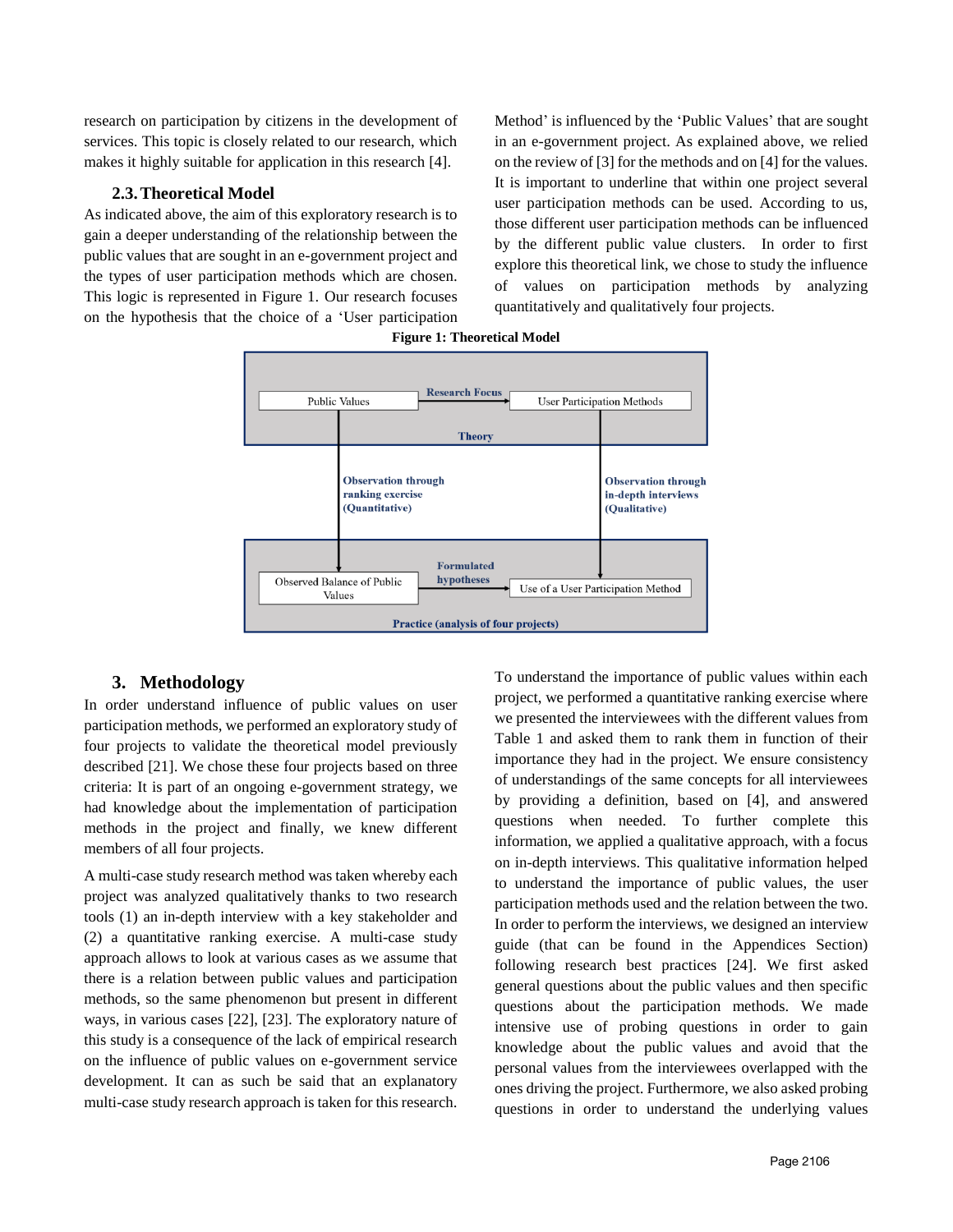research on participation by citizens in the development of services. This topic is closely related to our research, which makes it highly suitable for application in this research [4].

### 2.3. Theoretical Model

As indicated above, the aim of this exploratory research is to gain a deeper understanding of the relationship between the public values that are sought in an e-government project and the types of user participation methods which are chosen. This logic is represented in Figure 1. Our research focuses on the hypothesis that the choice of a 'User participation Method' is influenced by the 'Public Values' that are sought in an e-government project. As explained above, we relied on the review of [3] for the methods and on [4] for the values. It is important to underline that within one project several user participation methods can be used. According to us, those different user participation methods can be influenced by the different public value clusters. In order to first explore this theoretical link, we chose to study the influence of values on participation methods by analyzing quantitatively and qualitatively four projects.

**Figure 1: Theoretical Model**

Theory: Public Values → (Research Focus) → User Participation Methods

Public Values ↓ Observation through ranking exercise (Quantitative)

User Participation Methods ↓ Observation through in-depth interviews (Qualitative)

Practice (analysis of four projects): Observed Balance of Public Values → (Formulated hypotheses) → Use of a User Participation Method

## 3. Methodology

In order understand influence of public values on user participation methods, we performed an exploratory study of four projects to validate the theoretical model previously described [21]. We chose these four projects based on three criteria: It is part of an ongoing e-government strategy, we had knowledge about the implementation of participation methods in the project and finally, we knew different members of all four projects.

A multi-case study research method was taken whereby each project was analyzed qualitatively thanks to two research tools (1) an in-depth interview with a key stakeholder and (2) a quantitative ranking exercise. A multi-case study approach allows to look at various cases as we assume that there is a relation between public values and participation methods, so the same phenomenon but present in different ways, in various cases [22], [23]. The exploratory nature of this study is a consequence of the lack of empirical research on the influence of public values on e-government service development. It can as such be said that an explanatory multi-case study research approach is taken for this research.

To understand the importance of public values within each project, we performed a quantitative ranking exercise where we presented the interviewees with the different values from Table 1 and asked them to rank them in function of their importance they had in the project. We ensure consistency of understandings of the same concepts for all interviewees by providing a definition, based on [4], and answered questions when needed. To further complete this information, we applied a qualitative approach, with a focus on in-depth interviews. This qualitative information helped to understand the importance of public values, the user participation methods used and the relation between the two. In order to perform the interviews, we designed an interview guide (that can be found in the Appendices Section) following research best practices [24]. We first asked general questions about the public values and then specific questions about the participation methods. We made intensive use of probing questions in order to gain knowledge about the public values and avoid that the personal values from the interviewees overlapped with the ones driving the project. Furthermore, we also asked probing questions in order to understand the underlying values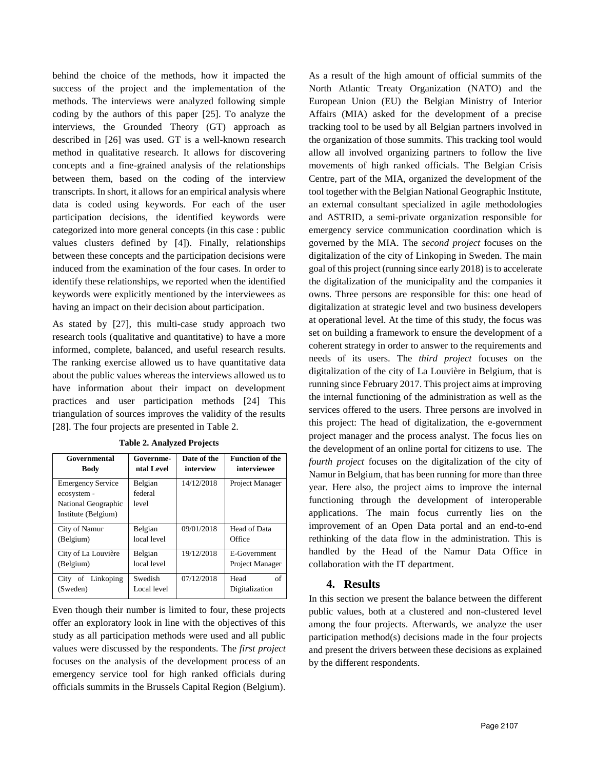behind the choice of the methods, how it impacted the success of the project and the implementation of the methods. The interviews were analyzed following simple coding by the authors of this paper [25]. To analyze the interviews, the Grounded Theory (GT) approach as described in [26] was used. GT is a well-known research method in qualitative research. It allows for discovering concepts and a fine-grained analysis of the relationships between them, based on the coding of the interview transcripts. In short, it allows for an empirical analysis where data is coded using keywords. For each of the user participation decisions, the identified keywords were categorized into more general concepts (in this case : public values clusters defined by [4]). Finally, relationships between these concepts and the participation decisions were induced from the examination of the four cases. In order to identify these relationships, we reported when the identified keywords were explicitly mentioned by the interviewees as having an impact on their decision about participation.

As stated by [27], this multi-case study approach two research tools (qualitative and quantitative) to have a more informed, complete, balanced, and useful research results. The ranking exercise allowed us to have quantitative data about the public values whereas the interviews allowed us to have information about their impact on development practices and user participation methods [24] This triangulation of sources improves the validity of the results [28]. The four projects are presented in Table 2.

**Table 2. Analyzed Projects**

| Governmental Body | Governmental Level | Date of the interview | Function of the interviewee |
|---|---|---|---|
| Emergency Service ecosystem - National Geographic Institute (Belgium) | Belgian federal level | 14/12/2018 | Project Manager |
| City of Namur (Belgium) | Belgian local level | 09/01/2018 | Head of Data Office |
| City of La Louvière (Belgium) | Belgian local level | 19/12/2018 | E-Government Project Manager |
| City of Linkoping (Sweden) | Swedish Local level | 07/12/2018 | Head of Digitalization |

Even though their number is limited to four, these projects offer an exploratory look in line with the objectives of this study as all participation methods were used and all public values were discussed by the respondents. The *first project* focuses on the analysis of the development process of an emergency service tool for high ranked officials during officials summits in the Brussels Capital Region (Belgium). As a result of the high amount of official summits of the North Atlantic Treaty Organization (NATO) and the European Union (EU) the Belgian Ministry of Interior Affairs (MIA) asked for the development of a precise tracking tool to be used by all Belgian partners involved in the organization of those summits. This tracking tool would allow all involved organizing partners to follow the live movements of high ranked officials. The Belgian Crisis Centre, part of the MIA, organized the development of the tool together with the Belgian National Geographic Institute, an external consultant specialized in agile methodologies and ASTRID, a semi-private organization responsible for emergency service communication coordination which is governed by the MIA. The *second project* focuses on the digitalization of the city of Linkoping in Sweden. The main goal of this project (running since early 2018) is to accelerate the digitalization of the municipality and the companies it owns. Three persons are responsible for this: one head of digitalization at strategic level and two business developers at operational level. At the time of this study, the focus was set on building a framework to ensure the development of a coherent strategy in order to answer to the requirements and needs of its users. The *third project* focuses on the digitalization of the city of La Louvière in Belgium, that is running since February 2017. This project aims at improving the internal functioning of the administration as well as the services offered to the users. Three persons are involved in this project: The head of digitalization, the e-government project manager and the process analyst. The focus lies on the development of an online portal for citizens to use. The *fourth project* focuses on the digitalization of the city of Namur in Belgium, that has been running for more than three year. Here also, the project aims to improve the internal functioning through the development of interoperable applications. The main focus currently lies on the improvement of an Open Data portal and an end-to-end rethinking of the data flow in the administration. This is handled by the Head of the Namur Data Office in collaboration with the IT department.

## 4. Results

In this section we present the balance between the different public values, both at a clustered and non-clustered level among the four projects. Afterwards, we analyze the user participation method(s) decisions made in the four projects and present the drivers between these decisions as explained by the different respondents.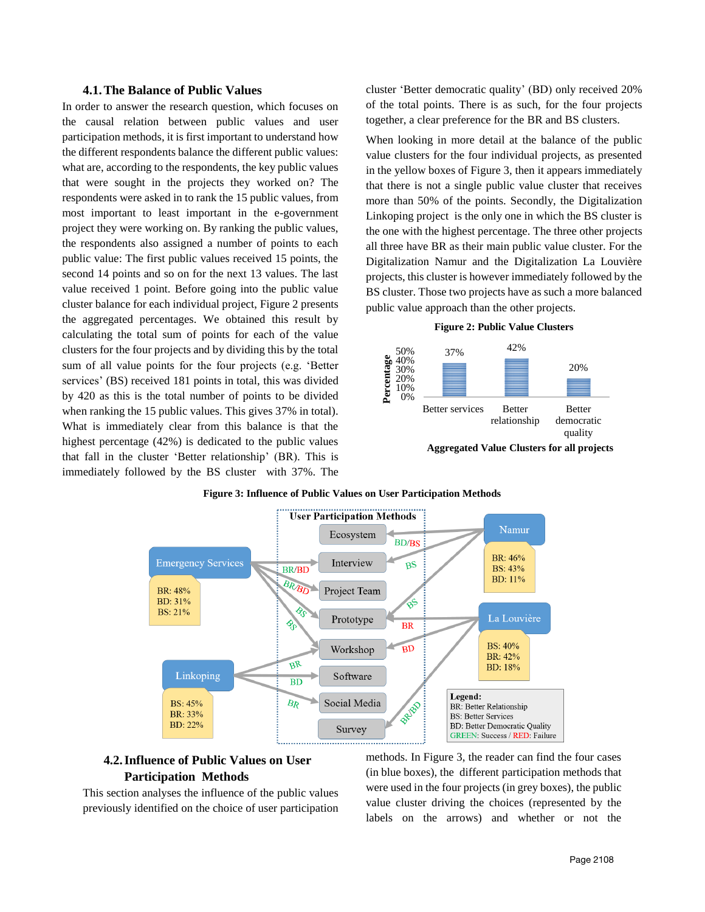### 4.1. The Balance of Public Values

In order to answer the research question, which focuses on the causal relation between public values and user participation methods, it is first important to understand how the different respondents balance the different public values: what are, according to the respondents, the key public values that were sought in the projects they worked on? The respondents were asked in to rank the 15 public values, from most important to least important in the e-government project they were working on. By ranking the public values, the respondents also assigned a number of points to each public value: The first public values received 15 points, the second 14 points and so on for the next 13 values. The last value received 1 point. Before going into the public value cluster balance for each individual project, Figure 2 presents the aggregated percentages. We obtained this result by calculating the total sum of points for each of the value clusters for the four projects and by dividing this by the total sum of all value points for the four projects (e.g. 'Better services' (BS) received 181 points in total, this was divided by 420 as this is the total number of points to be divided when ranking the 15 public values. This gives 37% in total). What is immediately clear from this balance is that the highest percentage (42%) is dedicated to the public values that fall in the cluster 'Better relationship' (BR). This is immediately followed by the BS cluster with 37%. The cluster 'Better democratic quality' (BD) only received 20% of the total points. There is as such, for the four projects together, a clear preference for the BR and BS clusters.

When looking in more detail at the balance of the public value clusters for the four individual projects, as presented in the yellow boxes of Figure 3, then it appears immediately that there is not a single public value cluster that receives more than 50% of the points. Secondly, the Digitalization Linkoping project is the only one in which the BS cluster is the one with the highest percentage. The three other projects all three have BR as their main public value cluster. For the Digitalization Namur and the Digitalization La Louvière projects, this cluster is however immediately followed by the BS cluster. Those two projects have as such a more balanced public value approach than the other projects.

**Figure 2: Public Value Clusters**

| | Better services | Better relationship | Better democratic quality |
|---|---|---|---|
| Percentage | 37% | 42% | 20% |

**Aggregated Value Clusters for all projects**

**Figure 3: Influence of Public Values on User Participation Methods**

| Project | Value balance | User participation methods (cluster label on arrow) |
|---|---|---|
| Emergency Services | BR: 48%, BD: 31%, BS: 21% | Interview (BR/BD), Project Team (BR/BD), Prototype (BS), Workshop (BS) |
| Linkoping | BS: 45%, BR: 33%, BD: 22% | Workshop (BR), Software (BD), Social Media (BR) |
| Namur | BR: 46%, BS: 43%, BD: 11% | Ecosystem (BD/BS), Interview (BS), Prototype (BS) |
| La Louvière | BS: 40%, BR: 42%, BD: 18% | Prototype (BR), Workshop (BD), Survey (BR/BD) |

Legend: BR: Better Relationship; BS: Better Services; BD: Better Democratic Quality; GREEN: Success / RED: Failure

### 4.2. Influence of Public Values on User Participation Methods

This section analyses the influence of the public values previously identified on the choice of user participation methods. In Figure 3, the reader can find the four cases (in blue boxes), the different participation methods that were used in the four projects (in grey boxes), the public value cluster driving the choices (represented by the labels on the arrows) and whether or not the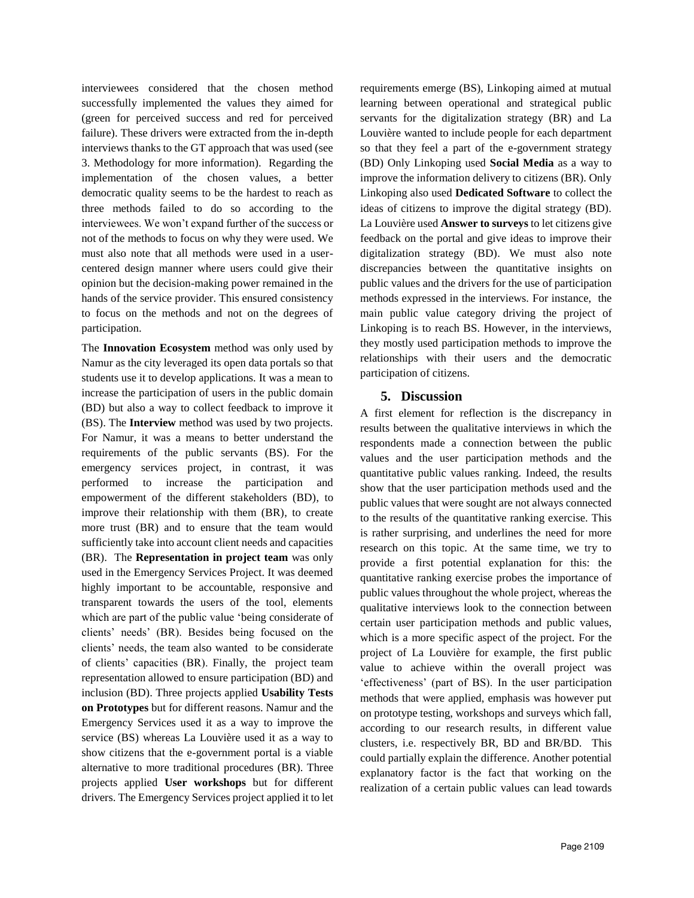interviewees considered that the chosen method successfully implemented the values they aimed for (green for perceived success and red for perceived failure). These drivers were extracted from the in-depth interviews thanks to the GT approach that was used (see 3. Methodology for more information). Regarding the implementation of the chosen values, a better democratic quality seems to be the hardest to reach as three methods failed to do so according to the interviewees. We won't expand further of the success or not of the methods to focus on why they were used. We must also note that all methods were used in a user-centered design manner where users could give their opinion but the decision-making power remained in the hands of the service provider. This ensured consistency to focus on the methods and not on the degrees of participation.

The **Innovation Ecosystem** method was only used by Namur as the city leveraged its open data portals so that students use it to develop applications. It was a mean to increase the participation of users in the public domain (BD) but also a way to collect feedback to improve it (BS). The **Interview** method was used by two projects. For Namur, it was a means to better understand the requirements of the public servants (BS). For the emergency services project, in contrast, it was performed to increase the participation and empowerment of the different stakeholders (BD), to improve their relationship with them (BR), to create more trust (BR) and to ensure that the team would sufficiently take into account client needs and capacities (BR). The **Representation in project team** was only used in the Emergency Services Project. It was deemed highly important to be accountable, responsive and transparent towards the users of the tool, elements which are part of the public value 'being considerate of clients' needs' (BR). Besides being focused on the clients' needs, the team also wanted to be considerate of clients' capacities (BR). Finally, the project team representation allowed to ensure participation (BD) and inclusion (BD). Three projects applied **Usability Tests on Prototypes** but for different reasons. Namur and the Emergency Services used it as a way to improve the service (BS) whereas La Louvière used it as a way to show citizens that the e-government portal is a viable alternative to more traditional procedures (BR). Three projects applied **User workshops** but for different drivers. The Emergency Services project applied it to let requirements emerge (BS), Linkoping aimed at mutual learning between operational and strategical public servants for the digitalization strategy (BR) and La Louvière wanted to include people for each department so that they feel a part of the e-government strategy (BD) Only Linkoping used **Social Media** as a way to improve the information delivery to citizens (BR). Only Linkoping also used **Dedicated Software** to collect the ideas of citizens to improve the digital strategy (BD). La Louvière used **Answer to surveys** to let citizens give feedback on the portal and give ideas to improve their digitalization strategy (BD). We must also note discrepancies between the quantitative insights on public values and the drivers for the use of participation methods expressed in the interviews. For instance, the main public value category driving the project of Linkoping is to reach BS. However, in the interviews, they mostly used participation methods to improve the relationships with their users and the democratic participation of citizens.

## 5. Discussion

A first element for reflection is the discrepancy in results between the qualitative interviews in which the respondents made a connection between the public values and the user participation methods and the quantitative public values ranking. Indeed, the results show that the user participation methods used and the public values that were sought are not always connected to the results of the quantitative ranking exercise. This is rather surprising, and underlines the need for more research on this topic. At the same time, we try to provide a first potential explanation for this: the quantitative ranking exercise probes the importance of public values throughout the whole project, whereas the qualitative interviews look to the connection between certain user participation methods and public values, which is a more specific aspect of the project. For the project of La Louvière for example, the first public value to achieve within the overall project was 'effectiveness' (part of BS). In the user participation methods that were applied, emphasis was however put on prototype testing, workshops and surveys which fall, according to our research results, in different value clusters, i.e. respectively BR, BD and BR/BD. This could partially explain the difference. Another potential explanatory factor is the fact that working on the realization of a certain public values can lead towards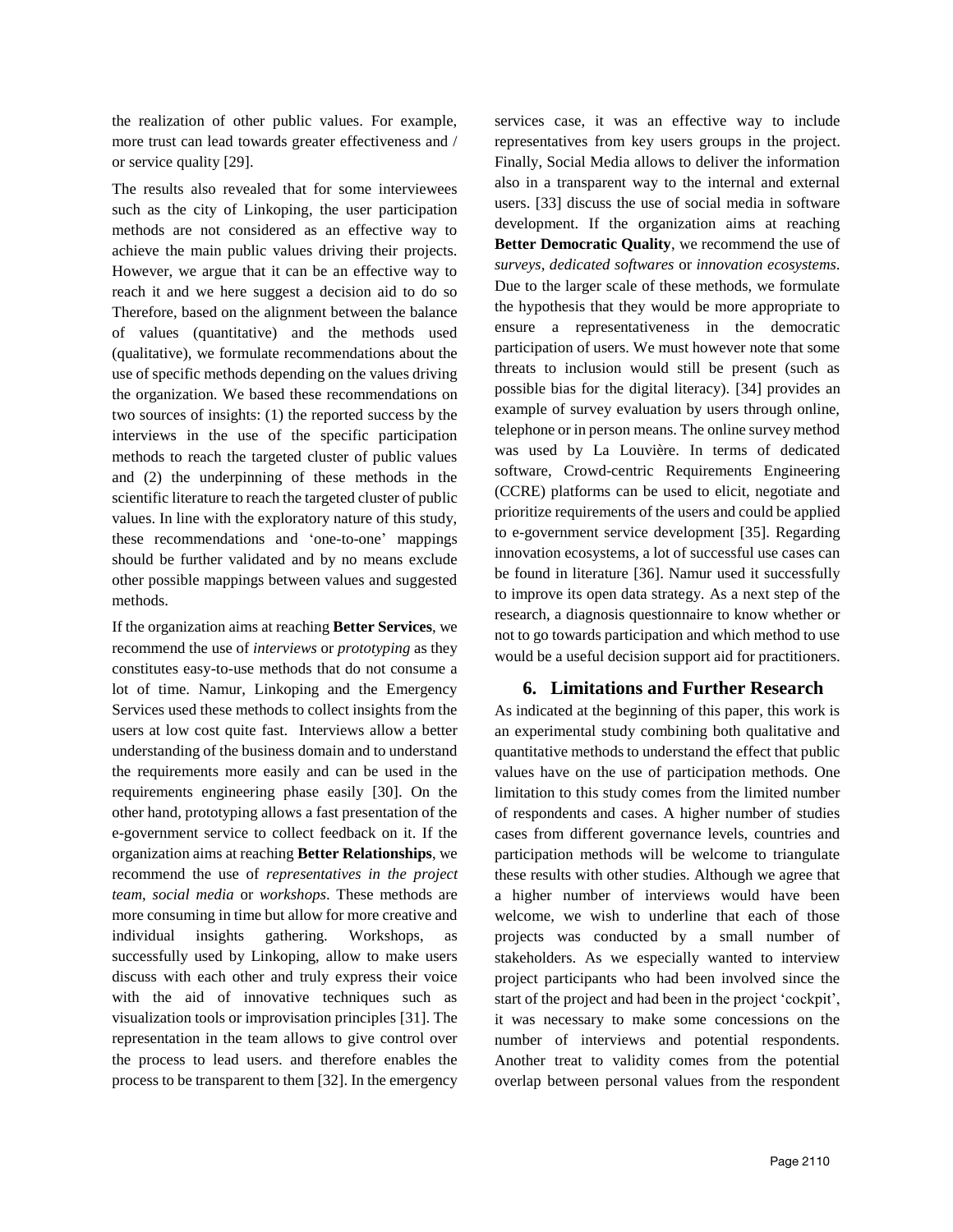the realization of other public values. For example, more trust can lead towards greater effectiveness and / or service quality [29].

The results also revealed that for some interviewees such as the city of Linkoping, the user participation methods are not considered as an effective way to achieve the main public values driving their projects. However, we argue that it can be an effective way to reach it and we here suggest a decision aid to do so Therefore, based on the alignment between the balance of values (quantitative) and the methods used (qualitative), we formulate recommendations about the use of specific methods depending on the values driving the organization. We based these recommendations on two sources of insights: (1) the reported success by the interviews in the use of the specific participation methods to reach the targeted cluster of public values and (2) the underpinning of these methods in the scientific literature to reach the targeted cluster of public values. In line with the exploratory nature of this study, these recommendations and 'one-to-one' mappings should be further validated and by no means exclude other possible mappings between values and suggested methods.

If the organization aims at reaching **Better Services**, we recommend the use of *interviews* or *prototyping* as they constitutes easy-to-use methods that do not consume a lot of time. Namur, Linkoping and the Emergency Services used these methods to collect insights from the users at low cost quite fast. Interviews allow a better understanding of the business domain and to understand the requirements more easily and can be used in the requirements engineering phase easily [30]. On the other hand, prototyping allows a fast presentation of the e-government service to collect feedback on it. If the organization aims at reaching **Better Relationships**, we recommend the use of *representatives in the project team*, *social media* or *workshops*. These methods are more consuming in time but allow for more creative and individual insights gathering. Workshops, as successfully used by Linkoping, allow to make users discuss with each other and truly express their voice with the aid of innovative techniques such as visualization tools or improvisation principles [31]. The representation in the team allows to give control over the process to lead users. and therefore enables the process to be transparent to them [32]. In the emergency services case, it was an effective way to include representatives from key users groups in the project. Finally, Social Media allows to deliver the information also in a transparent way to the internal and external users. [33] discuss the use of social media in software development. If the organization aims at reaching **Better Democratic Quality**, we recommend the use of *surveys*, *dedicated softwares* or *innovation ecosystems*. Due to the larger scale of these methods, we formulate the hypothesis that they would be more appropriate to ensure a representativeness in the democratic participation of users. We must however note that some threats to inclusion would still be present (such as possible bias for the digital literacy). [34] provides an example of survey evaluation by users through online, telephone or in person means. The online survey method was used by La Louvière. In terms of dedicated software, Crowd-centric Requirements Engineering (CCRE) platforms can be used to elicit, negotiate and prioritize requirements of the users and could be applied to e-government service development [35]. Regarding innovation ecosystems, a lot of successful use cases can be found in literature [36]. Namur used it successfully to improve its open data strategy. As a next step of the research, a diagnosis questionnaire to know whether or not to go towards participation and which method to use would be a useful decision support aid for practitioners.

## 6. Limitations and Further Research

As indicated at the beginning of this paper, this work is an experimental study combining both qualitative and quantitative methods to understand the effect that public values have on the use of participation methods. One limitation to this study comes from the limited number of respondents and cases. A higher number of studies cases from different governance levels, countries and participation methods will be welcome to triangulate these results with other studies. Although we agree that a higher number of interviews would have been welcome, we wish to underline that each of those projects was conducted by a small number of stakeholders. As we especially wanted to interview project participants who had been involved since the start of the project and had been in the project 'cockpit', it was necessary to make some concessions on the number of interviews and potential respondents. Another treat to validity comes from the potential overlap between personal values from the respondent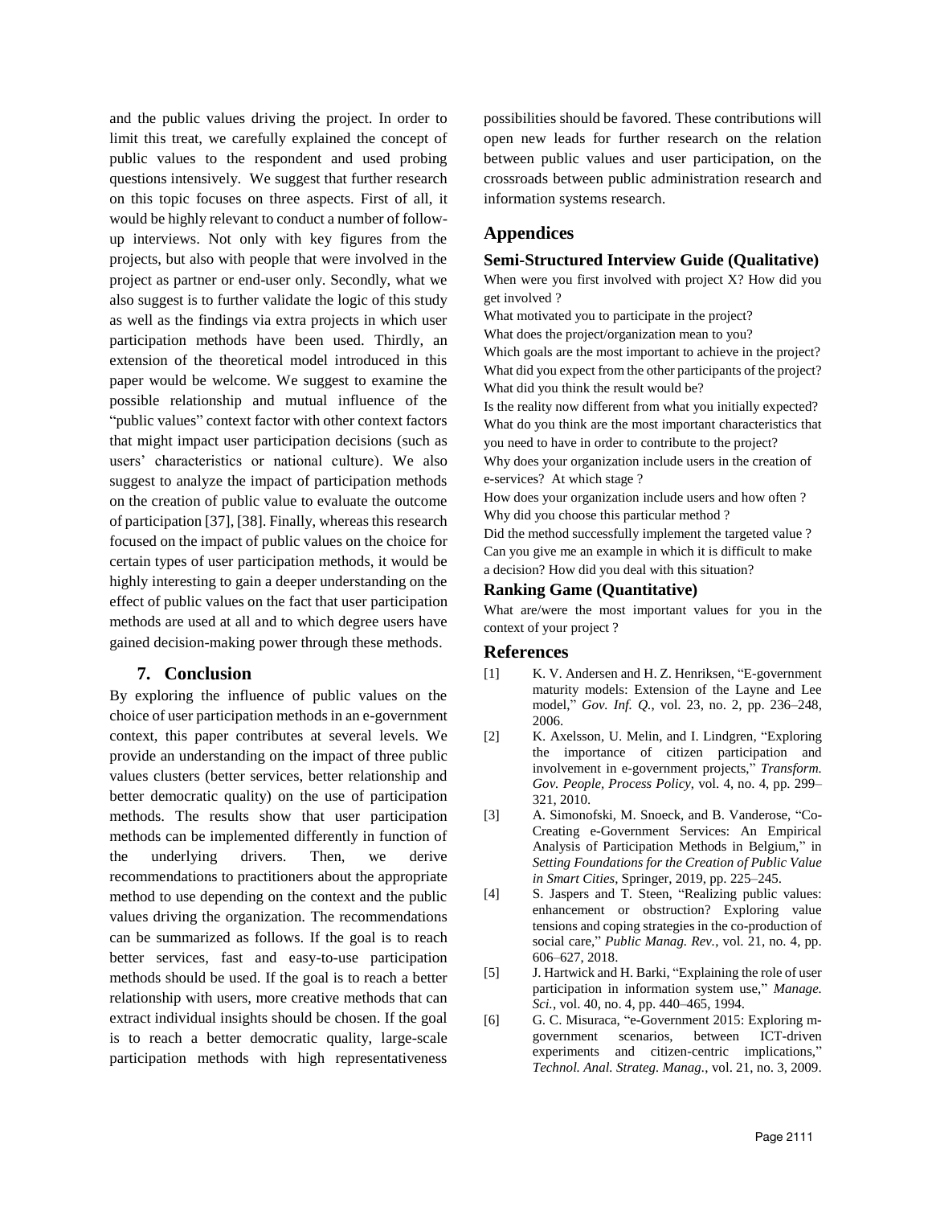and the public values driving the project. In order to limit this treat, we carefully explained the concept of public values to the respondent and used probing questions intensively. We suggest that further research on this topic focuses on three aspects. First of all, it would be highly relevant to conduct a number of follow-up interviews. Not only with key figures from the projects, but also with people that were involved in the project as partner or end-user only. Secondly, what we also suggest is to further validate the logic of this study as well as the findings via extra projects in which user participation methods have been used. Thirdly, an extension of the theoretical model introduced in this paper would be welcome. We suggest to examine the possible relationship and mutual influence of the "public values" context factor with other context factors that might impact user participation decisions (such as users' characteristics or national culture). We also suggest to analyze the impact of participation methods on the creation of public value to evaluate the outcome of participation [37], [38]. Finally, whereas this research focused on the impact of public values on the choice for certain types of user participation methods, it would be highly interesting to gain a deeper understanding on the effect of public values on the fact that user participation methods are used at all and to which degree users have gained decision-making power through these methods.

## 7. Conclusion

By exploring the influence of public values on the choice of user participation methods in an e-government context, this paper contributes at several levels. We provide an understanding on the impact of three public values clusters (better services, better relationship and better democratic quality) on the use of participation methods. The results show that user participation methods can be implemented differently in function of the underlying drivers. Then, we derive recommendations to practitioners about the appropriate method to use depending on the context and the public values driving the organization. The recommendations can be summarized as follows. If the goal is to reach better services, fast and easy-to-use participation methods should be used. If the goal is to reach a better relationship with users, more creative methods that can extract individual insights should be chosen. If the goal is to reach a better democratic quality, large-scale participation methods with high representativeness possibilities should be favored. These contributions will open new leads for further research on the relation between public values and user participation, on the crossroads between public administration research and information systems research.

## Appendices

### Semi-Structured Interview Guide (Qualitative)

When were you first involved with project X? How did you get involved ?

What motivated you to participate in the project?

What does the project/organization mean to you?

Which goals are the most important to achieve in the project?

What did you expect from the other participants of the project?

What did you think the result would be?

Is the reality now different from what you initially expected?

What do you think are the most important characteristics that you need to have in order to contribute to the project?

Why does your organization include users in the creation of e-services? At which stage ?

How does your organization include users and how often ?

Why did you choose this particular method ?

Did the method successfully implement the targeted value ?

Can you give me an example in which it is difficult to make a decision? How did you deal with this situation?

### Ranking Game (Quantitative)

What are/were the most important values for you in the context of your project ?

## References

[1] K. V. Andersen and H. Z. Henriksen, "E-government maturity models: Extension of the Layne and Lee model," *Gov. Inf. Q.*, vol. 23, no. 2, pp. 236–248, 2006.

[2] K. Axelsson, U. Melin, and I. Lindgren, "Exploring the importance of citizen participation and involvement in e-government projects," *Transform. Gov. People, Process Policy*, vol. 4, no. 4, pp. 299–321, 2010.

[3] A. Simonofski, M. Snoeck, and B. Vanderose, "Co-Creating e-Government Services: An Empirical Analysis of Participation Methods in Belgium," in *Setting Foundations for the Creation of Public Value in Smart Cities*, Springer, 2019, pp. 225–245.

[4] S. Jaspers and T. Steen, "Realizing public values: enhancement or obstruction? Exploring value tensions and coping strategies in the co-production of social care," *Public Manag. Rev.*, vol. 21, no. 4, pp. 606–627, 2018.

[5] J. Hartwick and H. Barki, "Explaining the role of user participation in information system use," *Manage. Sci.*, vol. 40, no. 4, pp. 440–465, 1994.

[6] G. C. Misuraca, "e-Government 2015: Exploring m-government scenarios, between ICT-driven experiments and citizen-centric implications," *Technol. Anal. Strateg. Manag.*, vol. 21, no. 3, 2009.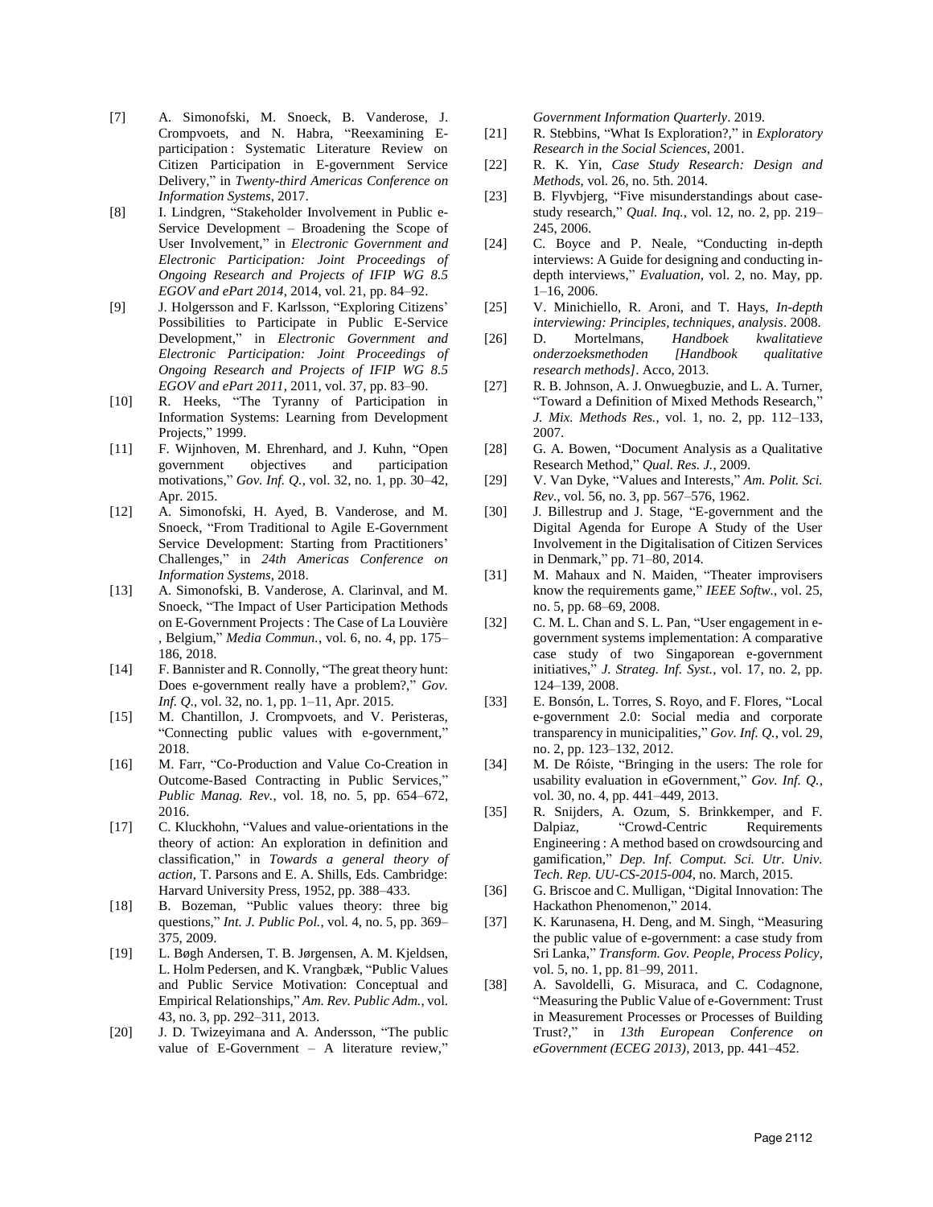[7] A. Simonofski, M. Snoeck, B. Vanderose, J. Crompvoets, and N. Habra, "Reexamining E-participation : Systematic Literature Review on Citizen Participation in E-government Service Delivery," in *Twenty-third Americas Conference on Information Systems*, 2017.

[8] I. Lindgren, "Stakeholder Involvement in Public e-Service Development – Broadening the Scope of User Involvement," in *Electronic Government and Electronic Participation: Joint Proceedings of Ongoing Research and Projects of IFIP WG 8.5 EGOV and ePart 2014*, 2014, vol. 21, pp. 84–92.

[9] J. Holgersson and F. Karlsson, "Exploring Citizens' Possibilities to Participate in Public E-Service Development," in *Electronic Government and Electronic Participation: Joint Proceedings of Ongoing Research and Projects of IFIP WG 8.5 EGOV and ePart 2011*, 2011, vol. 37, pp. 83–90.

[10] R. Heeks, "The Tyranny of Participation in Information Systems: Learning from Development Projects," 1999.

[11] F. Wijnhoven, M. Ehrenhard, and J. Kuhn, "Open government objectives and participation motivations," *Gov. Inf. Q.*, vol. 32, no. 1, pp. 30–42, Apr. 2015.

[12] A. Simonofski, H. Ayed, B. Vanderose, and M. Snoeck, "From Traditional to Agile E-Government Service Development: Starting from Practitioners' Challenges," in *24th Americas Conference on Information Systems*, 2018.

[13] A. Simonofski, B. Vanderose, A. Clarinval, and M. Snoeck, "The Impact of User Participation Methods on E-Government Projects : The Case of La Louvière , Belgium," *Media Commun.*, vol. 6, no. 4, pp. 175–186, 2018.

[14] F. Bannister and R. Connolly, "The great theory hunt: Does e-government really have a problem?," *Gov. Inf. Q.*, vol. 32, no. 1, pp. 1–11, Apr. 2015.

[15] M. Chantillon, J. Crompvoets, and V. Peristeras, "Connecting public values with e-government," 2018.

[16] M. Farr, "Co-Production and Value Co-Creation in Outcome-Based Contracting in Public Services," *Public Manag. Rev.*, vol. 18, no. 5, pp. 654–672, 2016.

[17] C. Kluckhohn, "Values and value-orientations in the theory of action: An exploration in definition and classification," in *Towards a general theory of action*, T. Parsons and E. A. Shills, Eds. Cambridge: Harvard University Press, 1952, pp. 388–433.

[18] B. Bozeman, "Public values theory: three big questions," *Int. J. Public Pol.*, vol. 4, no. 5, pp. 369–375, 2009.

[19] L. Bøgh Andersen, T. B. Jørgensen, A. M. Kjeldsen, L. Holm Pedersen, and K. Vrangbæk, "Public Values and Public Service Motivation: Conceptual and Empirical Relationships," *Am. Rev. Public Adm.*, vol. 43, no. 3, pp. 292–311, 2013.

[20] J. D. Twizeyimana and A. Andersson, "The public value of E-Government – A literature review," *Government Information Quarterly*. 2019.

[21] R. Stebbins, "What Is Exploration?," in *Exploratory Research in the Social Sciences*, 2001.

[22] R. K. Yin, *Case Study Research: Design and Methods*, vol. 26, no. 5th. 2014.

[23] B. Flyvbjerg, "Five misunderstandings about case-study research," *Qual. Inq.*, vol. 12, no. 2, pp. 219–245, 2006.

[24] C. Boyce and P. Neale, "Conducting in-depth interviews: A Guide for designing and conducting in-depth interviews," *Evaluation*, vol. 2, no. May, pp. 1–16, 2006.

[25] V. Minichiello, R. Aroni, and T. Hays, *In-depth interviewing: Principles, techniques, analysis*. 2008.

[26] D. Mortelmans, *Handboek kwalitatieve onderzoeksmethoden [Handbook qualitative research methods]*. Acco, 2013.

[27] R. B. Johnson, A. J. Onwuegbuzie, and L. A. Turner, "Toward a Definition of Mixed Methods Research," *J. Mix. Methods Res.*, vol. 1, no. 2, pp. 112–133, 2007.

[28] G. A. Bowen, "Document Analysis as a Qualitative Research Method," *Qual. Res. J.*, 2009.

[29] V. Van Dyke, "Values and Interests," *Am. Polit. Sci. Rev.*, vol. 56, no. 3, pp. 567–576, 1962.

[30] J. Billestrup and J. Stage, "E-government and the Digital Agenda for Europe A Study of the User Involvement in the Digitalisation of Citizen Services in Denmark," pp. 71–80, 2014.

[31] M. Mahaux and N. Maiden, "Theater improvisers know the requirements game," *IEEE Softw.*, vol. 25, no. 5, pp. 68–69, 2008.

[32] C. M. L. Chan and S. L. Pan, "User engagement in e-government systems implementation: A comparative case study of two Singaporean e-government initiatives," *J. Strateg. Inf. Syst.*, vol. 17, no. 2, pp. 124–139, 2008.

[33] E. Bonsón, L. Torres, S. Royo, and F. Flores, "Local e-government 2.0: Social media and corporate transparency in municipalities," *Gov. Inf. Q.*, vol. 29, no. 2, pp. 123–132, 2012.

[34] M. De Róiste, "Bringing in the users: The role for usability evaluation in eGovernment," *Gov. Inf. Q.*, vol. 30, no. 4, pp. 441–449, 2013.

[35] R. Snijders, A. Ozum, S. Brinkkemper, and F. Dalpiaz, "Crowd-Centric Requirements Engineering : A method based on crowdsourcing and gamification," *Dep. Inf. Comput. Sci. Utr. Univ. Tech. Rep. UU-CS-2015-004*, no. March, 2015.

[36] G. Briscoe and C. Mulligan, "Digital Innovation: The Hackathon Phenomenon," 2014.

[37] K. Karunasena, H. Deng, and M. Singh, "Measuring the public value of e-government: a case study from Sri Lanka," *Transform. Gov. People, Process Policy*, vol. 5, no. 1, pp. 81–99, 2011.

[38] A. Savoldelli, G. Misuraca, and C. Codagnone, "Measuring the Public Value of e-Government: Trust in Measurement Processes or Processes of Building Trust?," in *13th European Conference on eGovernment (ECEG 2013)*, 2013, pp. 441–452.